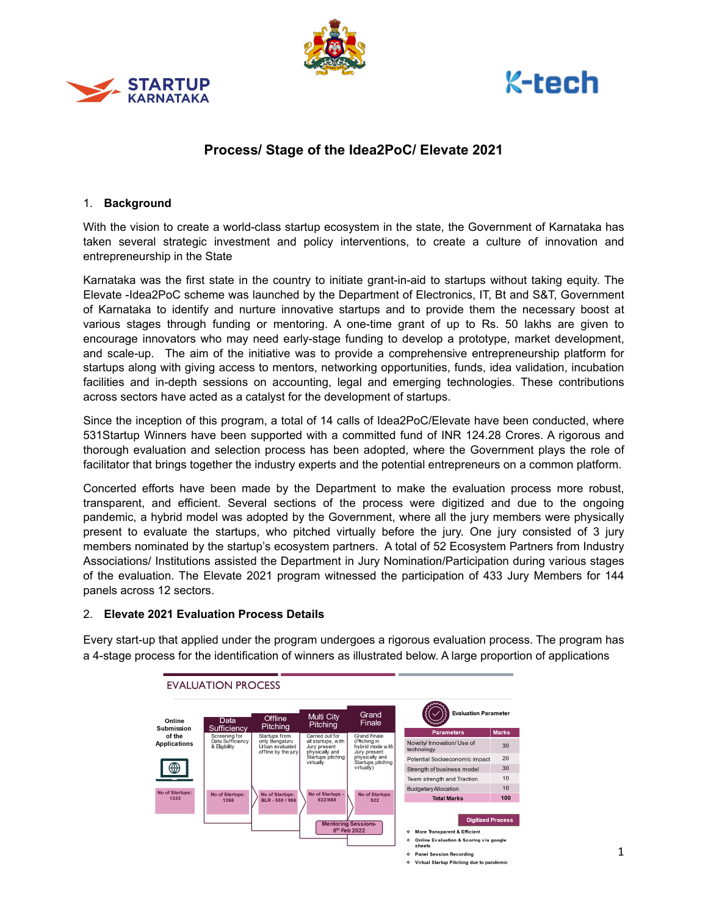# Process/ Stage of the Idea2PoC/ Elevate 2021

## 1. Background

With the vision to create a world-class startup ecosystem in the state, the Government of Karnataka has taken several strategic investment and policy interventions, to create a culture of innovation and entrepreneurship in the State

Karnataka was the first state in the country to initiate grant-in-aid to startups without taking equity. The Elevate -Idea2PoC scheme was launched by the Department of Electronics, IT, Bt and S&T, Government of Karnataka to identify and nurture innovative startups and to provide them the necessary boost at various stages through funding or mentoring. A one-time grant of up to Rs. 50 lakhs are given to encourage innovators who may need early-stage funding to develop a prototype, market development, and scale-up. The aim of the initiative was to provide a comprehensive entrepreneurship platform for startups along with giving access to mentors, networking opportunities, funds, idea validation, incubation facilities and in-depth sessions on accounting, legal and emerging technologies. These contributions across sectors have acted as a catalyst for the development of startups.

Since the inception of this program, a total of 14 calls of Idea2PoC/Elevate have been conducted, where 531Startup Winners have been supported with a committed fund of INR 124.28 Crores. A rigorous and thorough evaluation and selection process has been adopted, where the Government plays the role of facilitator that brings together the industry experts and the potential entrepreneurs on a common platform.

Concerted efforts have been made by the Department to make the evaluation process more robust, transparent, and efficient. Several sections of the process were digitized and due to the ongoing pandemic, a hybrid model was adopted by the Government, where all the jury members were physically present to evaluate the startups, who pitched virtually before the jury. One jury consisted of 3 jury members nominated by the startup's ecosystem partners. A total of 52 Ecosystem Partners from Industry Associations/ Institutions assisted the Department in Jury Nomination/Participation during various stages of the evaluation. The Elevate 2021 program witnessed the participation of 433 Jury Members for 144 panels across 12 sectors.

## 2. Elevate 2021 Evaluation Process Details

Every start-up that applied under the program undergoes a rigorous evaluation process. The program has a 4-stage process for the identification of winners as illustrated below. A large proportion of applications

**EVALUATION PROCESS**

| Stage | Description | No of Startups |
|---|---|---|
| Online Submission of the Applications | | 1333 |
| Data Sufficiency | Screening for Data Sufficiency & Eligibility | 1266 |
| Offline Pitching | Startups from only Bengaluru Urban evaluated offline by the jury | BLR - 558 / 956 |
| Multi City Pitching | Carried out for all startups, with Jury present physically and Startups pitching virtually | 522/868 |
| Grand Finale | Grand Finale (Pitching in hybrid mode with Jury present physically and Startups pitching virtually) | 522 |

Mentoring Sessions- 8th Feb 2022

**Evaluation Parameter**

| Parameters | Marks |
|---|---|
| Novelty/ Innovation/ Use of technology | 30 |
| Potential Socioeconomic impact | 20 |
| Strength of business model | 30 |
| Team strength and Traction | 10 |
| Budgetary Allocation | 10 |
| **Total Marks** | **100** |

**Digitized Process**

- More Transparent & Efficient
- Online Evaluation & Scoring via google sheets
- Panel Session Recording
- Virtual Startup Pitching due to pandemic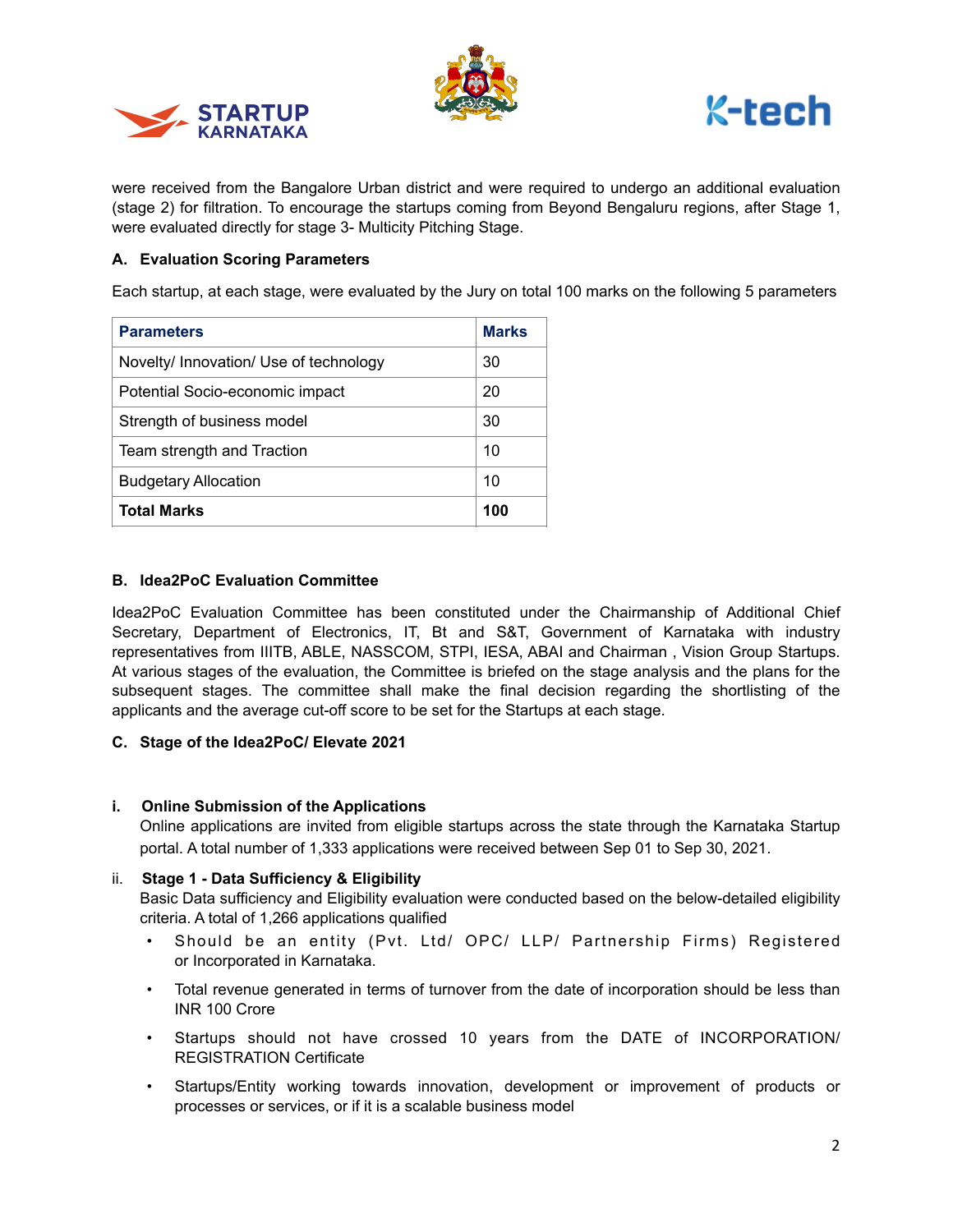were received from the Bangalore Urban district and were required to undergo an additional evaluation (stage 2) for filtration. To encourage the startups coming from Beyond Bengaluru regions, after Stage 1, were evaluated directly for stage 3- Multicity Pitching Stage.

### A. Evaluation Scoring Parameters

Each startup, at each stage, were evaluated by the Jury on total 100 marks on the following 5 parameters

| Parameters | Marks |
|---|---|
| Novelty/ Innovation/ Use of technology | 30 |
| Potential Socio-economic impact | 20 |
| Strength of business model | 30 |
| Team strength and Traction | 10 |
| Budgetary Allocation | 10 |
| **Total Marks** | **100** |

### B. Idea2PoC Evaluation Committee

Idea2PoC Evaluation Committee has been constituted under the Chairmanship of Additional Chief Secretary, Department of Electronics, IT, Bt and S&T, Government of Karnataka with industry representatives from IIITB, ABLE, NASSCOM, STPI, IESA, ABAI and Chairman , Vision Group Startups. At various stages of the evaluation, the Committee is briefed on the stage analysis and the plans for the subsequent stages. The committee shall make the final decision regarding the shortlisting of the applicants and the average cut-off score to be set for the Startups at each stage.

### C. Stage of the Idea2PoC/ Elevate 2021

#### i. Online Submission of the Applications

Online applications are invited from eligible startups across the state through the Karnataka Startup portal. A total number of 1,333 applications were received between Sep 01 to Sep 30, 2021.

#### ii. Stage 1 - Data Sufficiency & Eligibility

Basic Data sufficiency and Eligibility evaluation were conducted based on the below-detailed eligibility criteria. A total of 1,266 applications qualified

- Should be an entity (Pvt. Ltd/ OPC/ LLP/ Partnership Firms) Registered or Incorporated in Karnataka.
- Total revenue generated in terms of turnover from the date of incorporation should be less than INR 100 Crore
- Startups should not have crossed 10 years from the DATE of INCORPORATION/ REGISTRATION Certificate
- Startups/Entity working towards innovation, development or improvement of products or processes or services, or if it is a scalable business model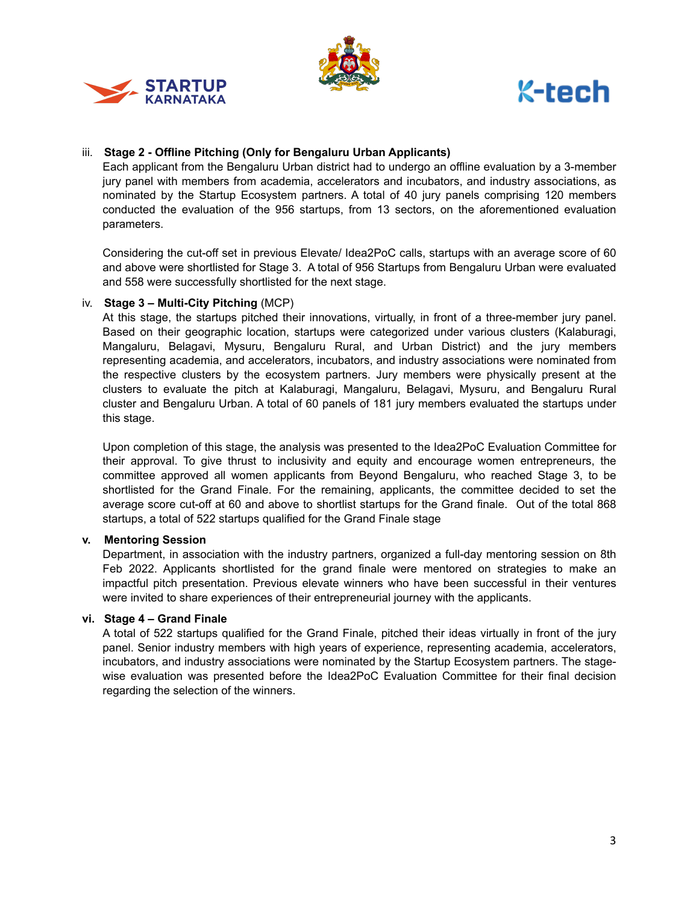iii. **Stage 2 - Offline Pitching (Only for Bengaluru Urban Applicants)**

Each applicant from the Bengaluru Urban district had to undergo an offline evaluation by a 3-member jury panel with members from academia, accelerators and incubators, and industry associations, as nominated by the Startup Ecosystem partners. A total of 40 jury panels comprising 120 members conducted the evaluation of the 956 startups, from 13 sectors, on the aforementioned evaluation parameters.

Considering the cut-off set in previous Elevate/ Idea2PoC calls, startups with an average score of 60 and above were shortlisted for Stage 3. A total of 956 Startups from Bengaluru Urban were evaluated and 558 were successfully shortlisted for the next stage.

iv. **Stage 3 – Multi-City Pitching** (MCP)

At this stage, the startups pitched their innovations, virtually, in front of a three-member jury panel. Based on their geographic location, startups were categorized under various clusters (Kalaburagi, Mangaluru, Belagavi, Mysuru, Bengaluru Rural, and Urban District) and the jury members representing academia, and accelerators, incubators, and industry associations were nominated from the respective clusters by the ecosystem partners. Jury members were physically present at the clusters to evaluate the pitch at Kalaburagi, Mangaluru, Belagavi, Mysuru, and Bengaluru Rural cluster and Bengaluru Urban. A total of 60 panels of 181 jury members evaluated the startups under this stage.

Upon completion of this stage, the analysis was presented to the Idea2PoC Evaluation Committee for their approval. To give thrust to inclusivity and equity and encourage women entrepreneurs, the committee approved all women applicants from Beyond Bengaluru, who reached Stage 3, to be shortlisted for the Grand Finale. For the remaining, applicants, the committee decided to set the average score cut-off at 60 and above to shortlist startups for the Grand finale. Out of the total 868 startups, a total of 522 startups qualified for the Grand Finale stage

**v. Mentoring Session**

Department, in association with the industry partners, organized a full-day mentoring session on 8th Feb 2022. Applicants shortlisted for the grand finale were mentored on strategies to make an impactful pitch presentation. Previous elevate winners who have been successful in their ventures were invited to share experiences of their entrepreneurial journey with the applicants.

**vi. Stage 4 – Grand Finale**

A total of 522 startups qualified for the Grand Finale, pitched their ideas virtually in front of the jury panel. Senior industry members with high years of experience, representing academia, accelerators, incubators, and industry associations were nominated by the Startup Ecosystem partners. The stage-wise evaluation was presented before the Idea2PoC Evaluation Committee for their final decision regarding the selection of the winners.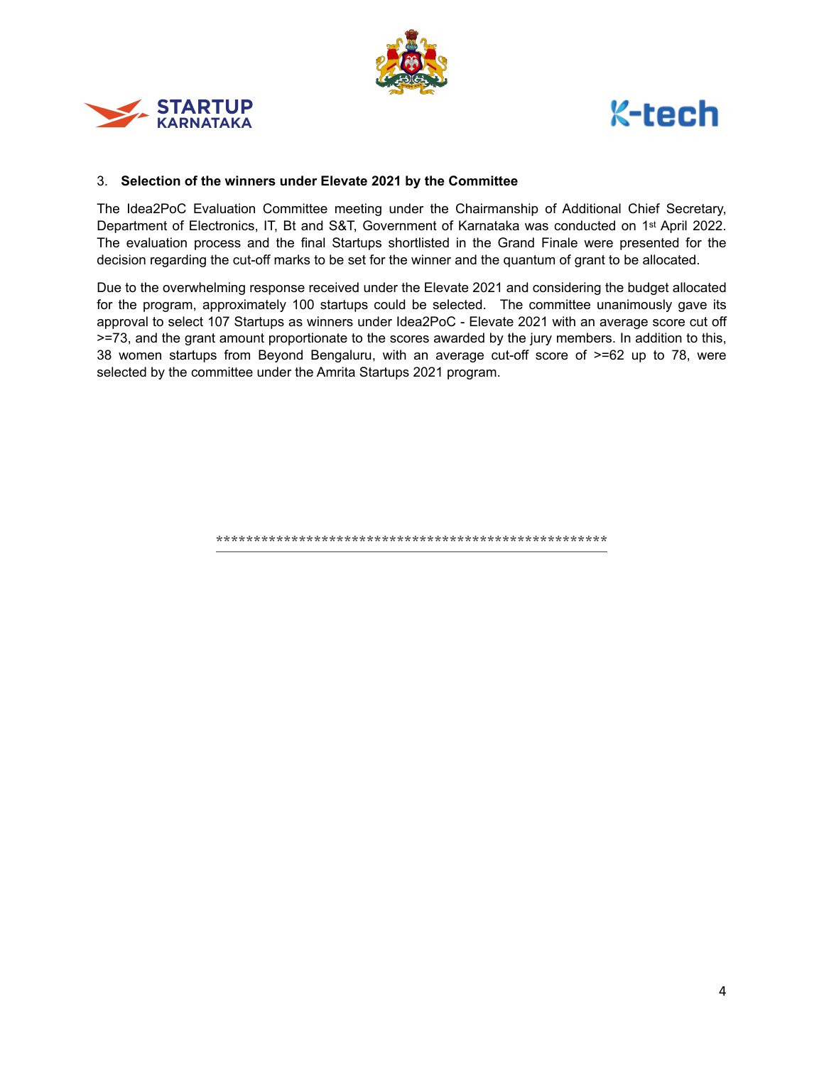3. **Selection of the winners under Elevate 2021 by the Committee**

The Idea2PoC Evaluation Committee meeting under the Chairmanship of Additional Chief Secretary, Department of Electronics, IT, Bt and S&T, Government of Karnataka was conducted on 1st April 2022. The evaluation process and the final Startups shortlisted in the Grand Finale were presented for the decision regarding the cut-off marks to be set for the winner and the quantum of grant to be allocated.

Due to the overwhelming response received under the Elevate 2021 and considering the budget allocated for the program, approximately 100 startups could be selected. The committee unanimously gave its approval to select 107 Startups as winners under Idea2PoC - Elevate 2021 with an average score cut off >=73, and the grant amount proportionate to the scores awarded by the jury members. In addition to this, 38 women startups from Beyond Bengaluru, with an average cut-off score of >=62 up to 78, were selected by the committee under the Amrita Startups 2021 program.

*****************************************************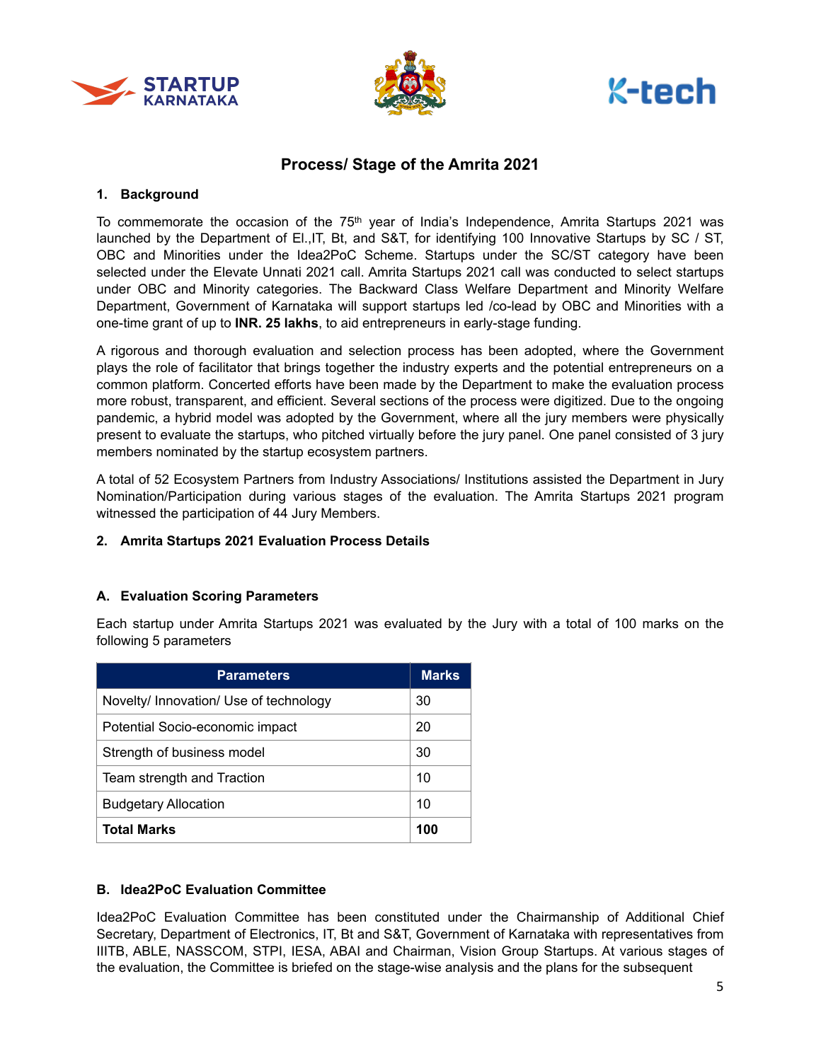## Process/ Stage of the Amrita 2021

### 1. Background

To commemorate the occasion of the 75th year of India's Independence, Amrita Startups 2021 was launched by the Department of El.,IT, Bt, and S&T, for identifying 100 Innovative Startups by SC / ST, OBC and Minorities under the Idea2PoC Scheme. Startups under the SC/ST category have been selected under the Elevate Unnati 2021 call. Amrita Startups 2021 call was conducted to select startups under OBC and Minority categories. The Backward Class Welfare Department and Minority Welfare Department, Government of Karnataka will support startups led /co-lead by OBC and Minorities with a one-time grant of up to **INR. 25 lakhs**, to aid entrepreneurs in early-stage funding.

A rigorous and thorough evaluation and selection process has been adopted, where the Government plays the role of facilitator that brings together the industry experts and the potential entrepreneurs on a common platform. Concerted efforts have been made by the Department to make the evaluation process more robust, transparent, and efficient. Several sections of the process were digitized. Due to the ongoing pandemic, a hybrid model was adopted by the Government, where all the jury members were physically present to evaluate the startups, who pitched virtually before the jury panel. One panel consisted of 3 jury members nominated by the startup ecosystem partners.

A total of 52 Ecosystem Partners from Industry Associations/ Institutions assisted the Department in Jury Nomination/Participation during various stages of the evaluation. The Amrita Startups 2021 program witnessed the participation of 44 Jury Members.

### 2. Amrita Startups 2021 Evaluation Process Details

#### A. Evaluation Scoring Parameters

Each startup under Amrita Startups 2021 was evaluated by the Jury with a total of 100 marks on the following 5 parameters

| Parameters | Marks |
|---|---|
| Novelty/ Innovation/ Use of technology | 30 |
| Potential Socio-economic impact | 20 |
| Strength of business model | 30 |
| Team strength and Traction | 10 |
| Budgetary Allocation | 10 |
| **Total Marks** | **100** |

#### B. Idea2PoC Evaluation Committee

Idea2PoC Evaluation Committee has been constituted under the Chairmanship of Additional Chief Secretary, Department of Electronics, IT, Bt and S&T, Government of Karnataka with representatives from IIITB, ABLE, NASSCOM, STPI, IESA, ABAI and Chairman, Vision Group Startups. At various stages of the evaluation, the Committee is briefed on the stage-wise analysis and the plans for the subsequent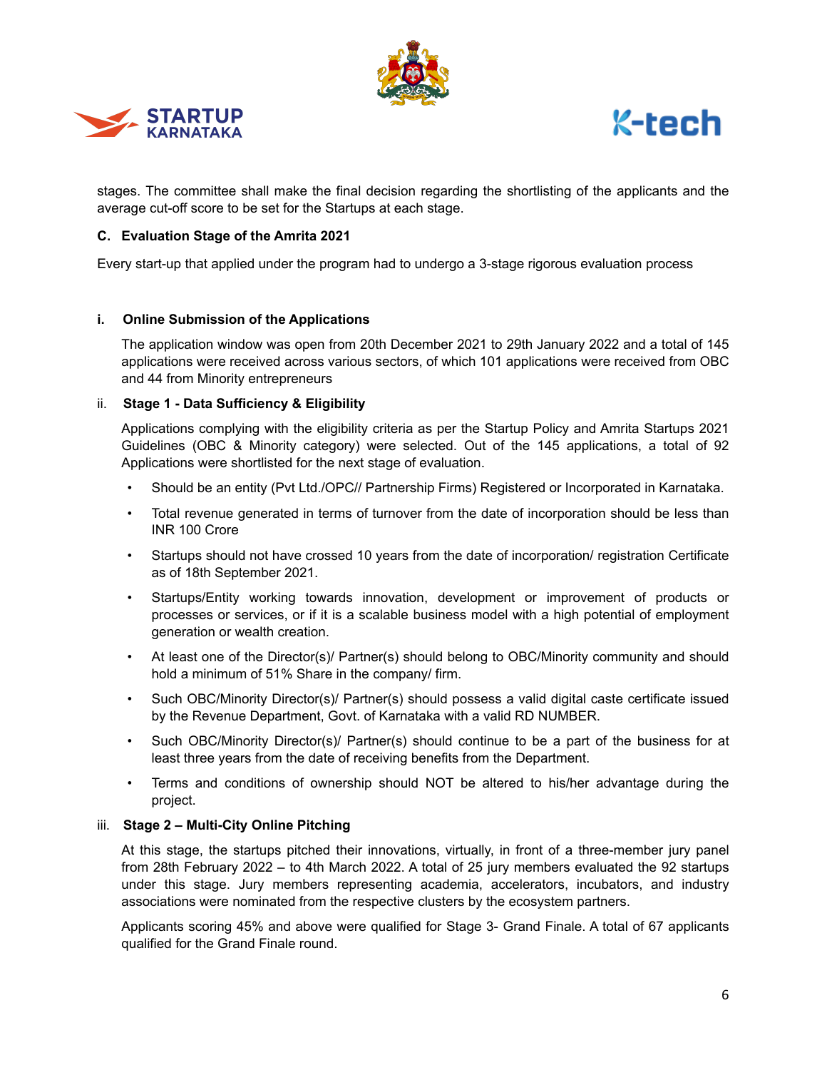stages. The committee shall make the final decision regarding the shortlisting of the applicants and the average cut-off score to be set for the Startups at each stage.

### C. Evaluation Stage of the Amrita 2021

Every start-up that applied under the program had to undergo a 3-stage rigorous evaluation process

#### i. Online Submission of the Applications

The application window was open from 20th December 2021 to 29th January 2022 and a total of 145 applications were received across various sectors, of which 101 applications were received from OBC and 44 from Minority entrepreneurs

#### ii. Stage 1 - Data Sufficiency & Eligibility

Applications complying with the eligibility criteria as per the Startup Policy and Amrita Startups 2021 Guidelines (OBC & Minority category) were selected. Out of the 145 applications, a total of 92 Applications were shortlisted for the next stage of evaluation.

- Should be an entity (Pvt Ltd./OPC// Partnership Firms) Registered or Incorporated in Karnataka.
- Total revenue generated in terms of turnover from the date of incorporation should be less than INR 100 Crore
- Startups should not have crossed 10 years from the date of incorporation/ registration Certificate as of 18th September 2021.
- Startups/Entity working towards innovation, development or improvement of products or processes or services, or if it is a scalable business model with a high potential of employment generation or wealth creation.
- At least one of the Director(s)/ Partner(s) should belong to OBC/Minority community and should hold a minimum of 51% Share in the company/ firm.
- Such OBC/Minority Director(s)/ Partner(s) should possess a valid digital caste certificate issued by the Revenue Department, Govt. of Karnataka with a valid RD NUMBER.
- Such OBC/Minority Director(s)/ Partner(s) should continue to be a part of the business for at least three years from the date of receiving benefits from the Department.
- Terms and conditions of ownership should NOT be altered to his/her advantage during the project.

#### iii. Stage 2 – Multi-City Online Pitching

At this stage, the startups pitched their innovations, virtually, in front of a three-member jury panel from 28th February 2022 – to 4th March 2022. A total of 25 jury members evaluated the 92 startups under this stage. Jury members representing academia, accelerators, incubators, and industry associations were nominated from the respective clusters by the ecosystem partners.

Applicants scoring 45% and above were qualified for Stage 3- Grand Finale. A total of 67 applicants qualified for the Grand Finale round.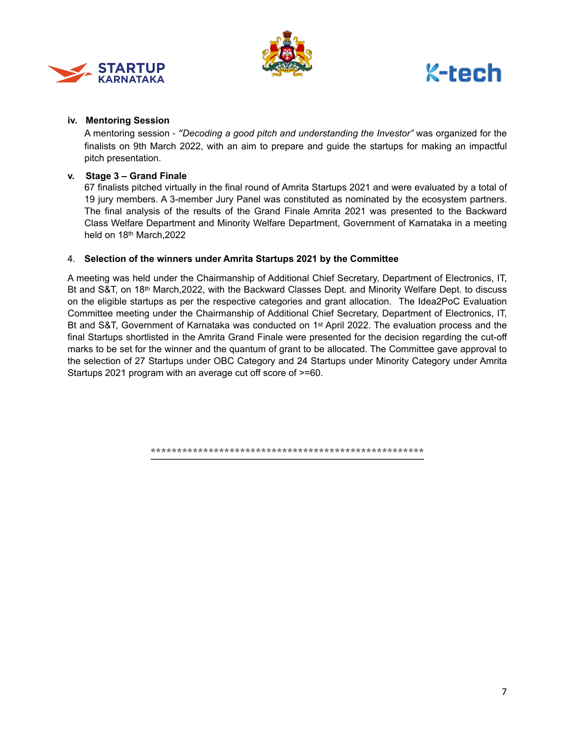**iv. Mentoring Session**

A mentoring session - *"Decoding a good pitch and understanding the Investor"* was organized for the finalists on 9th March 2022, with an aim to prepare and guide the startups for making an impactful pitch presentation.

**v. Stage 3 – Grand Finale**

67 finalists pitched virtually in the final round of Amrita Startups 2021 and were evaluated by a total of 19 jury members. A 3-member Jury Panel was constituted as nominated by the ecosystem partners. The final analysis of the results of the Grand Finale Amrita 2021 was presented to the Backward Class Welfare Department and Minority Welfare Department, Government of Karnataka in a meeting held on 18th March,2022

4. **Selection of the winners under Amrita Startups 2021 by the Committee**

A meeting was held under the Chairmanship of Additional Chief Secretary, Department of Electronics, IT, Bt and S&T, on 18th March,2022, with the Backward Classes Dept. and Minority Welfare Dept. to discuss on the eligible startups as per the respective categories and grant allocation. The Idea2PoC Evaluation Committee meeting under the Chairmanship of Additional Chief Secretary, Department of Electronics, IT, Bt and S&T, Government of Karnataka was conducted on 1st April 2022. The evaluation process and the final Startups shortlisted in the Amrita Grand Finale were presented for the decision regarding the cut-off marks to be set for the winner and the quantum of grant to be allocated. The Committee gave approval to the selection of 27 Startups under OBC Category and 24 Startups under Minority Category under Amrita Startups 2021 program with an average cut off score of >=60.

****************************************************